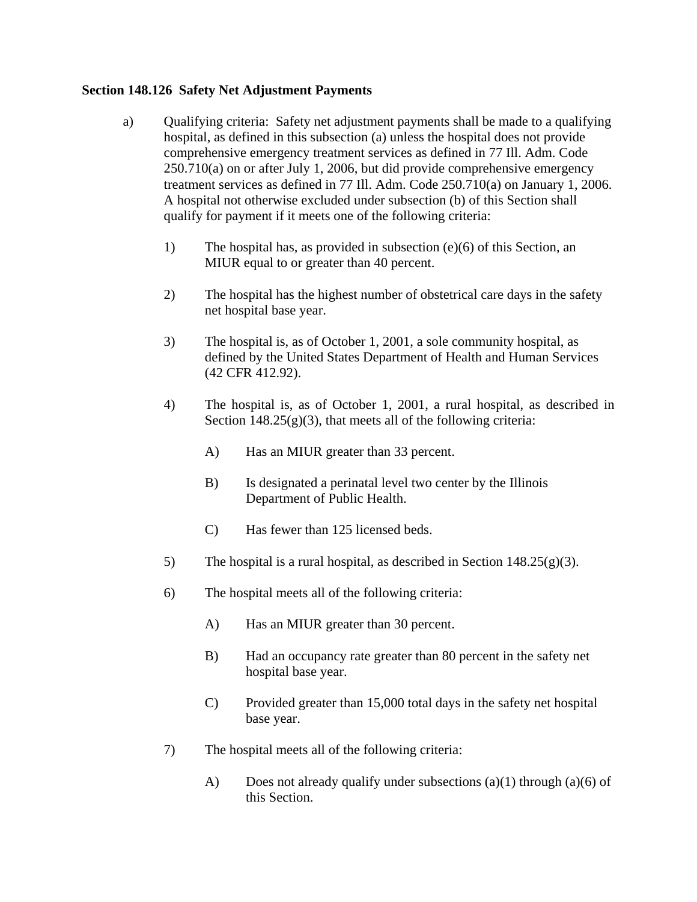**Section 148.126 Safety Net Adjustment Payments**

a) Qualifying criteria: Safety net adjustment payments shall be made to a qualifying hospital, as defined in this subsection (a) unless the hospital does not provide comprehensive emergency treatment services as defined in 77 Ill. Adm. Code 250.710(a) on or after July 1, 2006, but did provide comprehensive emergency treatment services as defined in 77 Ill. Adm. Code 250.710(a) on January 1, 2006. A hospital not otherwise excluded under subsection (b) of this Section shall qualify for payment if it meets one of the following criteria:

1) The hospital has, as provided in subsection (e)(6) of this Section, an MIUR equal to or greater than 40 percent.

2) The hospital has the highest number of obstetrical care days in the safety net hospital base year.

3) The hospital is, as of October 1, 2001, a sole community hospital, as defined by the United States Department of Health and Human Services (42 CFR 412.92).

4) The hospital is, as of October 1, 2001, a rural hospital, as described in Section 148.25(g)(3), that meets all of the following criteria:

   A) Has an MIUR greater than 33 percent.

   B) Is designated a perinatal level two center by the Illinois Department of Public Health.

   C) Has fewer than 125 licensed beds.

5) The hospital is a rural hospital, as described in Section 148.25(g)(3).

6) The hospital meets all of the following criteria:

   A) Has an MIUR greater than 30 percent.

   B) Had an occupancy rate greater than 80 percent in the safety net hospital base year.

   C) Provided greater than 15,000 total days in the safety net hospital base year.

7) The hospital meets all of the following criteria:

   A) Does not already qualify under subsections (a)(1) through (a)(6) of this Section.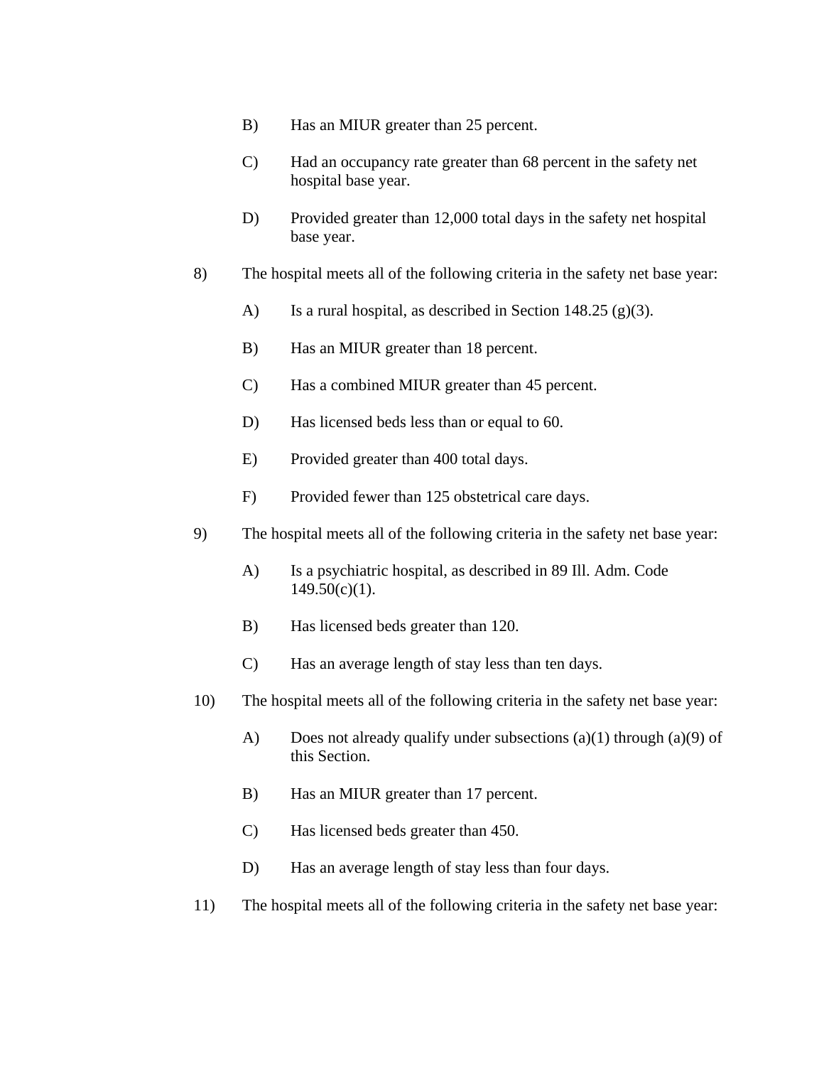B) Has an MIUR greater than 25 percent.

C) Had an occupancy rate greater than 68 percent in the safety net hospital base year.

D) Provided greater than 12,000 total days in the safety net hospital base year.

8) The hospital meets all of the following criteria in the safety net base year:

A) Is a rural hospital, as described in Section 148.25 (g)(3).

B) Has an MIUR greater than 18 percent.

C) Has a combined MIUR greater than 45 percent.

D) Has licensed beds less than or equal to 60.

E) Provided greater than 400 total days.

F) Provided fewer than 125 obstetrical care days.

9) The hospital meets all of the following criteria in the safety net base year:

A) Is a psychiatric hospital, as described in 89 Ill. Adm. Code 149.50(c)(1).

B) Has licensed beds greater than 120.

C) Has an average length of stay less than ten days.

10) The hospital meets all of the following criteria in the safety net base year:

A) Does not already qualify under subsections (a)(1) through (a)(9) of this Section.

B) Has an MIUR greater than 17 percent.

C) Has licensed beds greater than 450.

D) Has an average length of stay less than four days.

11) The hospital meets all of the following criteria in the safety net base year: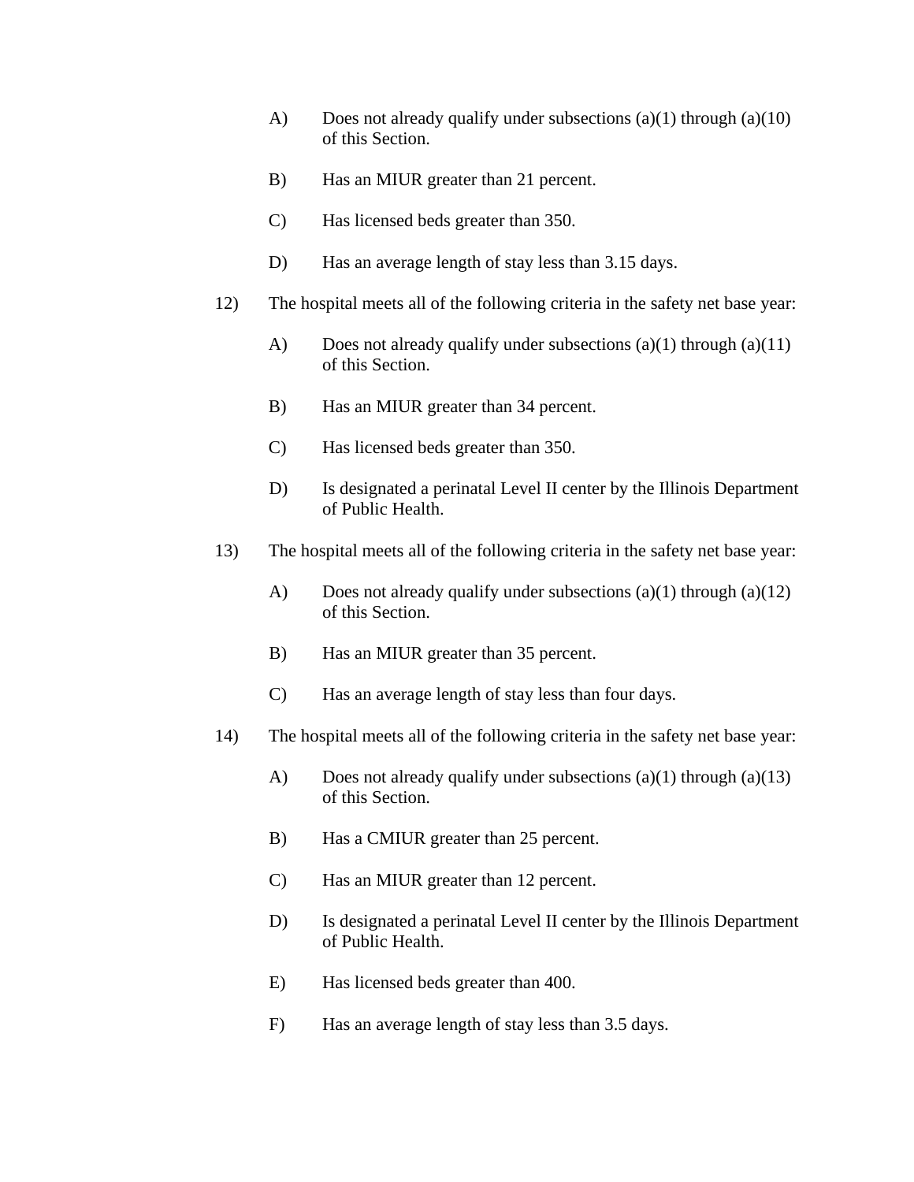A) Does not already qualify under subsections (a)(1) through (a)(10) of this Section.

B) Has an MIUR greater than 21 percent.

C) Has licensed beds greater than 350.

D) Has an average length of stay less than 3.15 days.

12) The hospital meets all of the following criteria in the safety net base year:

A) Does not already qualify under subsections (a)(1) through (a)(11) of this Section.

B) Has an MIUR greater than 34 percent.

C) Has licensed beds greater than 350.

D) Is designated a perinatal Level II center by the Illinois Department of Public Health.

13) The hospital meets all of the following criteria in the safety net base year:

A) Does not already qualify under subsections (a)(1) through (a)(12) of this Section.

B) Has an MIUR greater than 35 percent.

C) Has an average length of stay less than four days.

14) The hospital meets all of the following criteria in the safety net base year:

A) Does not already qualify under subsections (a)(1) through (a)(13) of this Section.

B) Has a CMIUR greater than 25 percent.

C) Has an MIUR greater than 12 percent.

D) Is designated a perinatal Level II center by the Illinois Department of Public Health.

E) Has licensed beds greater than 400.

F) Has an average length of stay less than 3.5 days.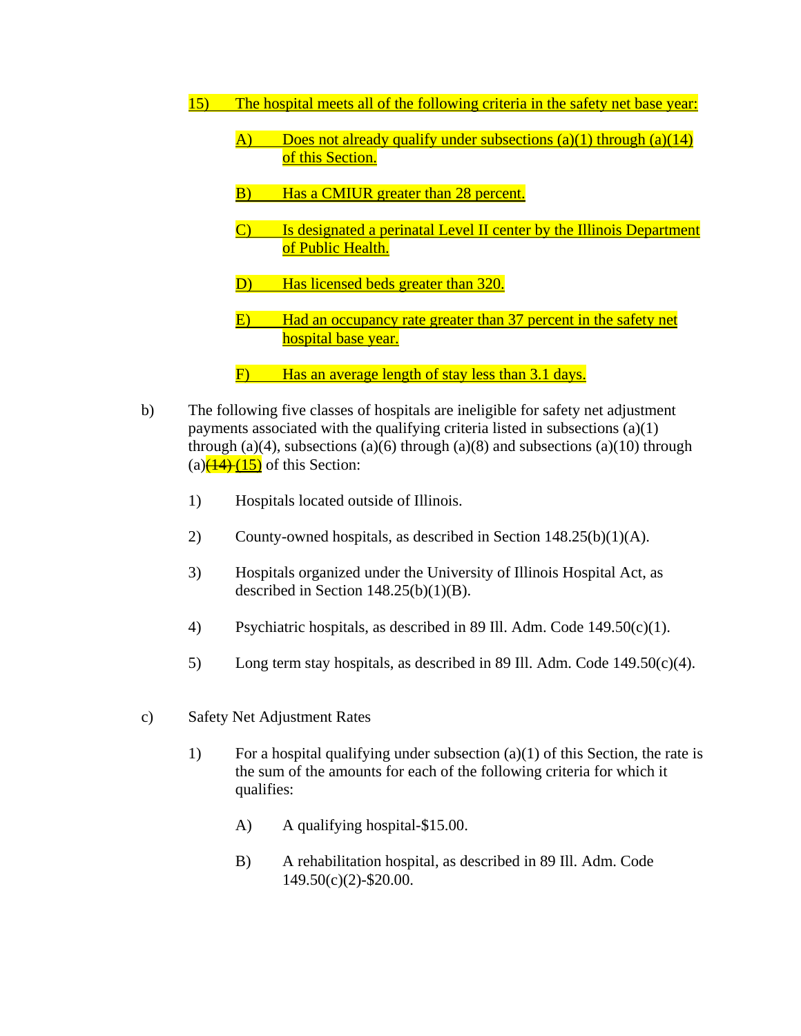15) The hospital meets all of the following criteria in the safety net base year:

A) Does not already qualify under subsections (a)(1) through (a)(14) of this Section.

B) Has a CMIUR greater than 28 percent.

C) Is designated a perinatal Level II center by the Illinois Department of Public Health.

D) Has licensed beds greater than 320.

E) Had an occupancy rate greater than 37 percent in the safety net hospital base year.

F) Has an average length of stay less than 3.1 days.

b) The following five classes of hospitals are ineligible for safety net adjustment payments associated with the qualifying criteria listed in subsections (a)(1) through (a)(4), subsections (a)(6) through (a)(8) and subsections (a)(10) through (a)~~(14)~~ (15) of this Section:

1) Hospitals located outside of Illinois.

2) County-owned hospitals, as described in Section 148.25(b)(1)(A).

3) Hospitals organized under the University of Illinois Hospital Act, as described in Section 148.25(b)(1)(B).

4) Psychiatric hospitals, as described in 89 Ill. Adm. Code 149.50(c)(1).

5) Long term stay hospitals, as described in 89 Ill. Adm. Code 149.50(c)(4).

c) Safety Net Adjustment Rates

1) For a hospital qualifying under subsection (a)(1) of this Section, the rate is the sum of the amounts for each of the following criteria for which it qualifies:

A) A qualifying hospital-$15.00.

B) A rehabilitation hospital, as described in 89 Ill. Adm. Code 149.50(c)(2)-$20.00.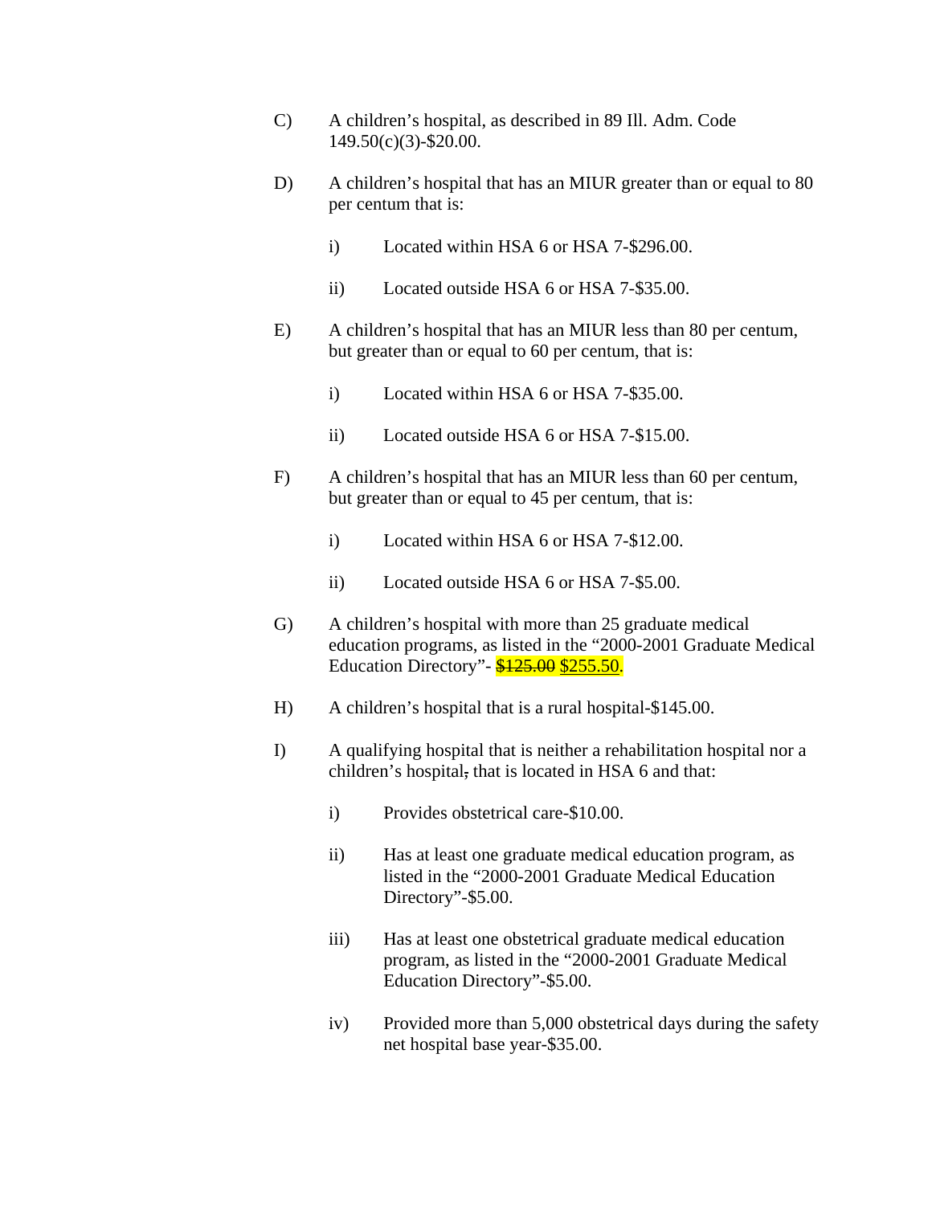C) A children's hospital, as described in 89 Ill. Adm. Code 149.50(c)(3)-$20.00.

D) A children's hospital that has an MIUR greater than or equal to 80 per centum that is:

   i) Located within HSA 6 or HSA 7-$296.00.

   ii) Located outside HSA 6 or HSA 7-$35.00.

E) A children's hospital that has an MIUR less than 80 per centum, but greater than or equal to 60 per centum, that is:

   i) Located within HSA 6 or HSA 7-$35.00.

   ii) Located outside HSA 6 or HSA 7-$15.00.

F) A children's hospital that has an MIUR less than 60 per centum, but greater than or equal to 45 per centum, that is:

   i) Located within HSA 6 or HSA 7-$12.00.

   ii) Located outside HSA 6 or HSA 7-$5.00.

G) A children's hospital with more than 25 graduate medical education programs, as listed in the "2000-2001 Graduate Medical Education Directory"- ~~$125.00~~ $255.50.

H) A children's hospital that is a rural hospital-$145.00.

I) A qualifying hospital that is neither a rehabilitation hospital nor a children's hospital~~,~~ that is located in HSA 6 and that:

   i) Provides obstetrical care-$10.00.

   ii) Has at least one graduate medical education program, as listed in the "2000-2001 Graduate Medical Education Directory"-$5.00.

   iii) Has at least one obstetrical graduate medical education program, as listed in the "2000-2001 Graduate Medical Education Directory"-$5.00.

   iv) Provided more than 5,000 obstetrical days during the safety net hospital base year-$35.00.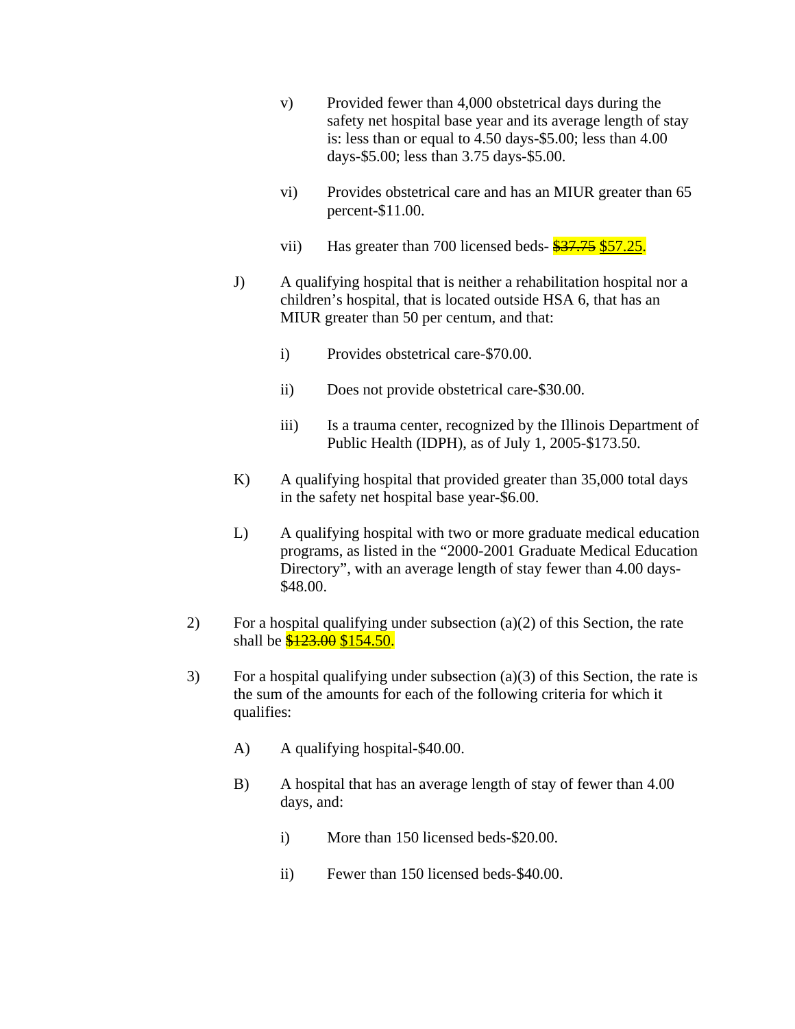v) Provided fewer than 4,000 obstetrical days during the safety net hospital base year and its average length of stay is: less than or equal to 4.50 days-$5.00; less than 4.00 days-$5.00; less than 3.75 days-$5.00.

vi) Provides obstetrical care and has an MIUR greater than 65 percent-$11.00.

vii) Has greater than 700 licensed beds- ~~$37.75~~ <u>$57.25</u>.

J) A qualifying hospital that is neither a rehabilitation hospital nor a children's hospital, that is located outside HSA 6, that has an MIUR greater than 50 per centum, and that:

i) Provides obstetrical care-$70.00.

ii) Does not provide obstetrical care-$30.00.

iii) Is a trauma center, recognized by the Illinois Department of Public Health (IDPH), as of July 1, 2005-$173.50.

K) A qualifying hospital that provided greater than 35,000 total days in the safety net hospital base year-$6.00.

L) A qualifying hospital with two or more graduate medical education programs, as listed in the "2000-2001 Graduate Medical Education Directory", with an average length of stay fewer than 4.00 days-$48.00.

2) For a hospital qualifying under subsection (a)(2) of this Section, the rate shall be ~~$123.00~~ <u>$154.50</u>.

3) For a hospital qualifying under subsection (a)(3) of this Section, the rate is the sum of the amounts for each of the following criteria for which it qualifies:

A) A qualifying hospital-$40.00.

B) A hospital that has an average length of stay of fewer than 4.00 days, and:

i) More than 150 licensed beds-$20.00.

ii) Fewer than 150 licensed beds-$40.00.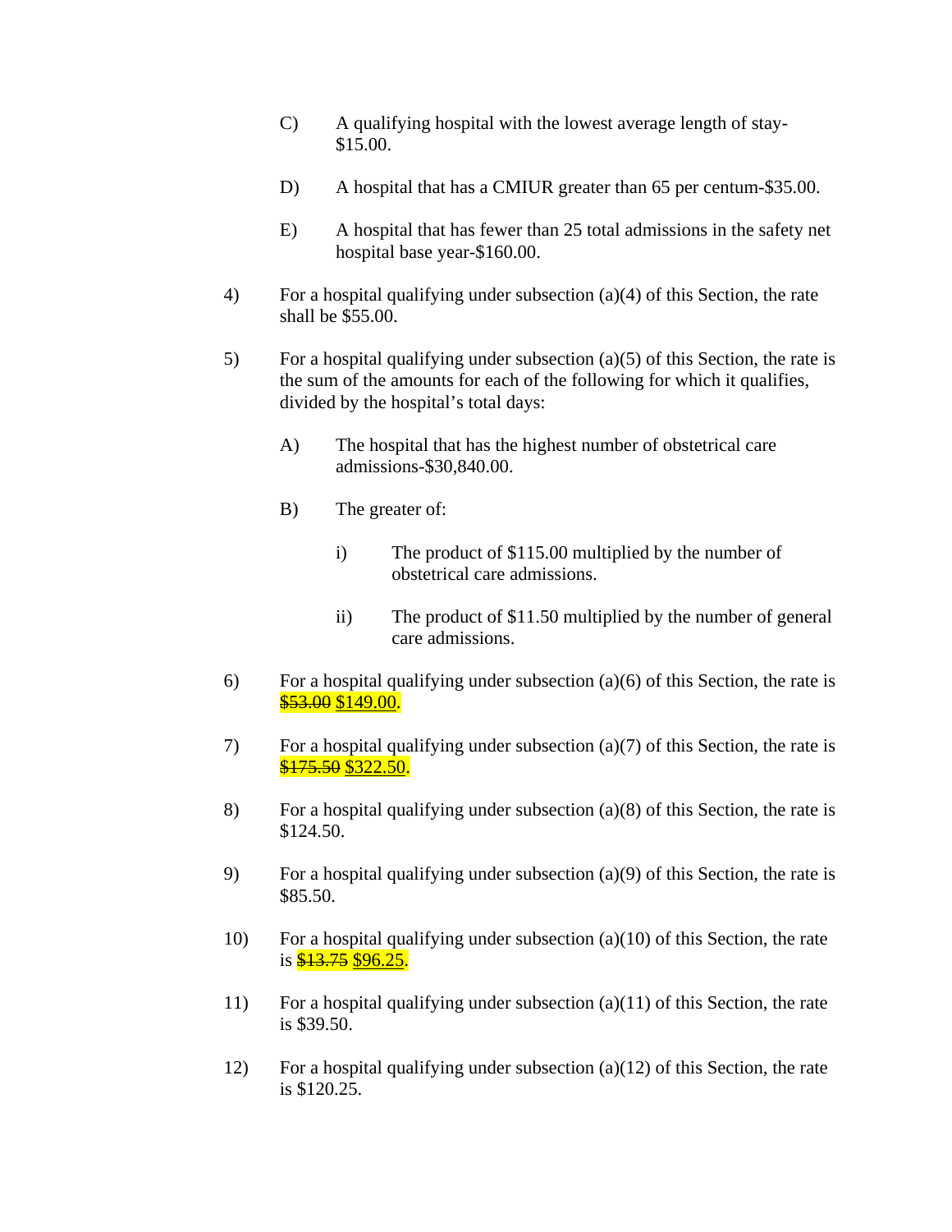C) A qualifying hospital with the lowest average length of stay-$15.00.

D) A hospital that has a CMIUR greater than 65 per centum-$35.00.

E) A hospital that has fewer than 25 total admissions in the safety net hospital base year-$160.00.

4) For a hospital qualifying under subsection (a)(4) of this Section, the rate shall be $55.00.

5) For a hospital qualifying under subsection (a)(5) of this Section, the rate is the sum of the amounts for each of the following for which it qualifies, divided by the hospital's total days:

A) The hospital that has the highest number of obstetrical care admissions-$30,840.00.

B) The greater of:

i) The product of $115.00 multiplied by the number of obstetrical care admissions.

ii) The product of $11.50 multiplied by the number of general care admissions.

6) For a hospital qualifying under subsection (a)(6) of this Section, the rate is ~~$53.00~~ <u>$149.00</u>.

7) For a hospital qualifying under subsection (a)(7) of this Section, the rate is ~~$175.50~~ <u>$322.50</u>.

8) For a hospital qualifying under subsection (a)(8) of this Section, the rate is $124.50.

9) For a hospital qualifying under subsection (a)(9) of this Section, the rate is $85.50.

10) For a hospital qualifying under subsection (a)(10) of this Section, the rate is ~~$13.75~~ <u>$96.25</u>.

11) For a hospital qualifying under subsection (a)(11) of this Section, the rate is $39.50.

12) For a hospital qualifying under subsection (a)(12) of this Section, the rate is $120.25.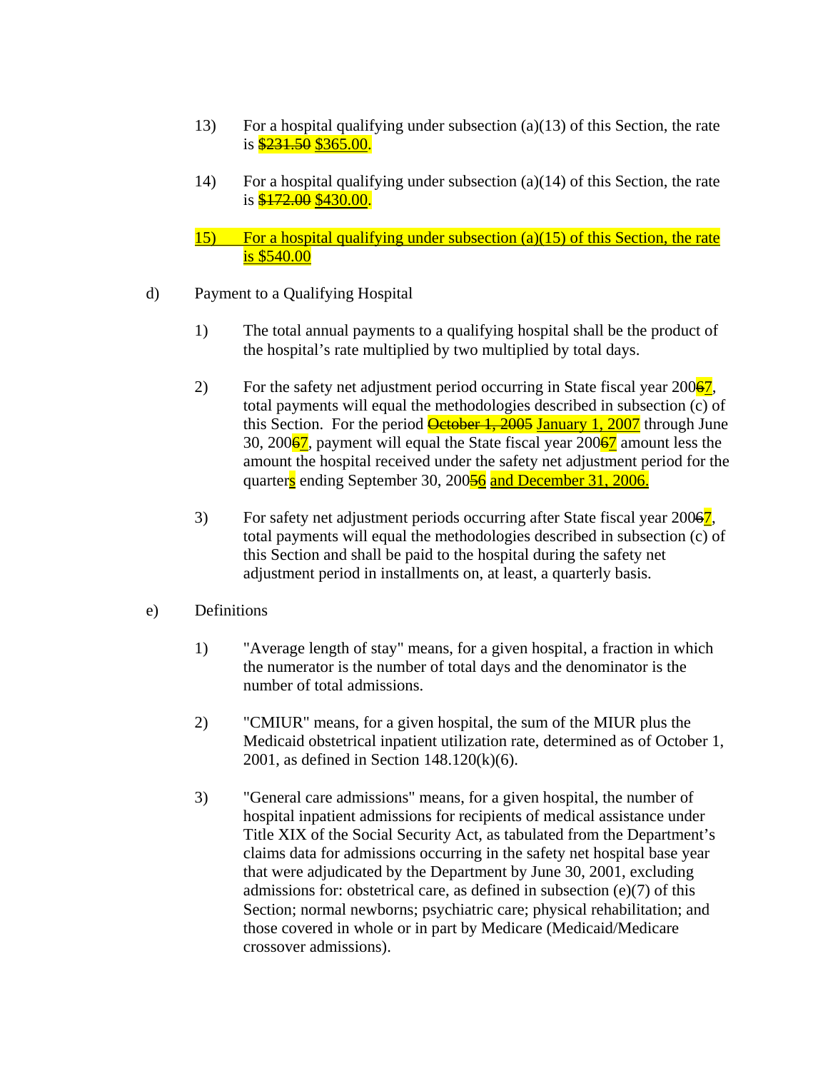13) For a hospital qualifying under subsection (a)(13) of this Section, the rate is ~~$231.50~~ $365.00.

14) For a hospital qualifying under subsection (a)(14) of this Section, the rate is ~~$172.00~~ $430.00.

15) For a hospital qualifying under subsection (a)(15) of this Section, the rate is $540.00

d) Payment to a Qualifying Hospital

1) The total annual payments to a qualifying hospital shall be the product of the hospital's rate multiplied by two multiplied by total days.

2) For the safety net adjustment period occurring in State fiscal year 200~~6~~7, total payments will equal the methodologies described in subsection (c) of this Section. For the period ~~October 1, 2005~~ January 1, 2007 through June 30, 200~~6~~7, payment will equal the State fiscal year 200~~6~~7 amount less the amount the hospital received under the safety net adjustment period for the quarters ending September 30, 200~~5~~6 and December 31, 2006.

3) For safety net adjustment periods occurring after State fiscal year 200~~6~~7, total payments will equal the methodologies described in subsection (c) of this Section and shall be paid to the hospital during the safety net adjustment period in installments on, at least, a quarterly basis.

e) Definitions

1) "Average length of stay" means, for a given hospital, a fraction in which the numerator is the number of total days and the denominator is the number of total admissions.

2) "CMIUR" means, for a given hospital, the sum of the MIUR plus the Medicaid obstetrical inpatient utilization rate, determined as of October 1, 2001, as defined in Section 148.120(k)(6).

3) "General care admissions" means, for a given hospital, the number of hospital inpatient admissions for recipients of medical assistance under Title XIX of the Social Security Act, as tabulated from the Department's claims data for admissions occurring in the safety net hospital base year that were adjudicated by the Department by June 30, 2001, excluding admissions for: obstetrical care, as defined in subsection (e)(7) of this Section; normal newborns; psychiatric care; physical rehabilitation; and those covered in whole or in part by Medicare (Medicaid/Medicare crossover admissions).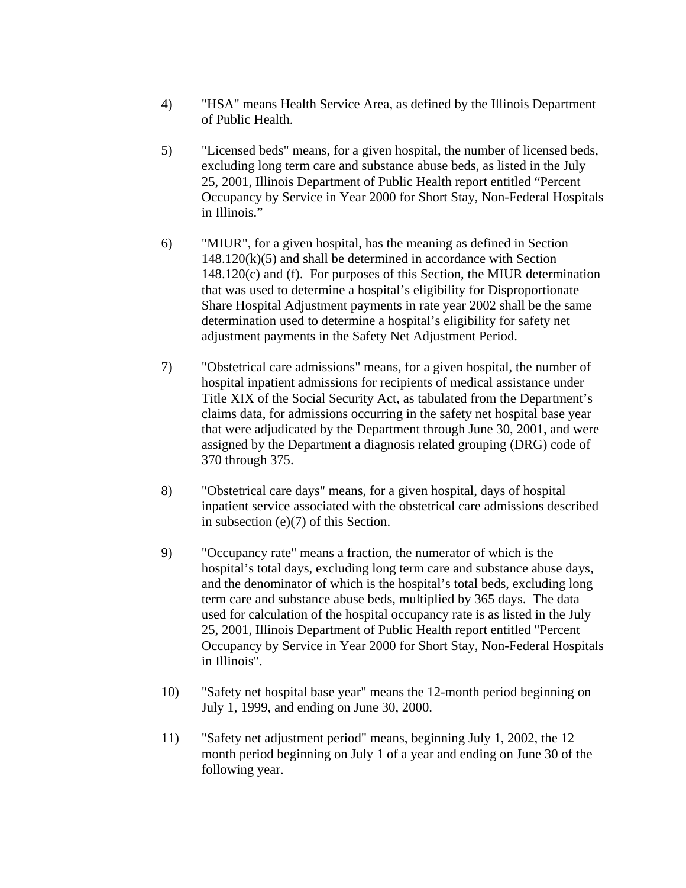4) "HSA" means Health Service Area, as defined by the Illinois Department of Public Health.

5) "Licensed beds" means, for a given hospital, the number of licensed beds, excluding long term care and substance abuse beds, as listed in the July 25, 2001, Illinois Department of Public Health report entitled "Percent Occupancy by Service in Year 2000 for Short Stay, Non-Federal Hospitals in Illinois."

6) "MIUR", for a given hospital, has the meaning as defined in Section 148.120(k)(5) and shall be determined in accordance with Section 148.120(c) and (f). For purposes of this Section, the MIUR determination that was used to determine a hospital's eligibility for Disproportionate Share Hospital Adjustment payments in rate year 2002 shall be the same determination used to determine a hospital's eligibility for safety net adjustment payments in the Safety Net Adjustment Period.

7) "Obstetrical care admissions" means, for a given hospital, the number of hospital inpatient admissions for recipients of medical assistance under Title XIX of the Social Security Act, as tabulated from the Department's claims data, for admissions occurring in the safety net hospital base year that were adjudicated by the Department through June 30, 2001, and were assigned by the Department a diagnosis related grouping (DRG) code of 370 through 375.

8) "Obstetrical care days" means, for a given hospital, days of hospital inpatient service associated with the obstetrical care admissions described in subsection (e)(7) of this Section.

9) "Occupancy rate" means a fraction, the numerator of which is the hospital's total days, excluding long term care and substance abuse days, and the denominator of which is the hospital's total beds, excluding long term care and substance abuse beds, multiplied by 365 days. The data used for calculation of the hospital occupancy rate is as listed in the July 25, 2001, Illinois Department of Public Health report entitled "Percent Occupancy by Service in Year 2000 for Short Stay, Non-Federal Hospitals in Illinois".

10) "Safety net hospital base year" means the 12-month period beginning on July 1, 1999, and ending on June 30, 2000.

11) "Safety net adjustment period" means, beginning July 1, 2002, the 12 month period beginning on July 1 of a year and ending on June 30 of the following year.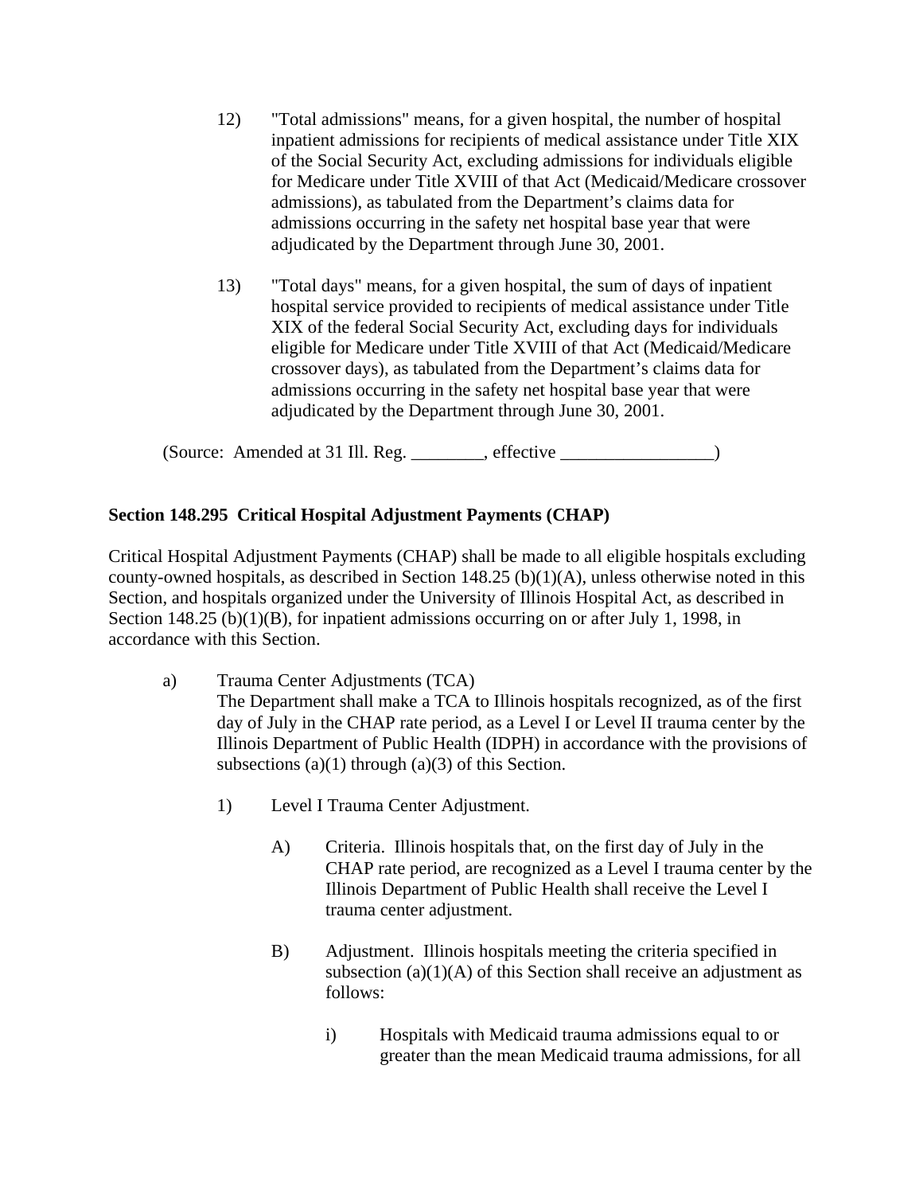12) "Total admissions" means, for a given hospital, the number of hospital inpatient admissions for recipients of medical assistance under Title XIX of the Social Security Act, excluding admissions for individuals eligible for Medicare under Title XVIII of that Act (Medicaid/Medicare crossover admissions), as tabulated from the Department's claims data for admissions occurring in the safety net hospital base year that were adjudicated by the Department through June 30, 2001.

13) "Total days" means, for a given hospital, the sum of days of inpatient hospital service provided to recipients of medical assistance under Title XIX of the federal Social Security Act, excluding days for individuals eligible for Medicare under Title XVIII of that Act (Medicaid/Medicare crossover days), as tabulated from the Department's claims data for admissions occurring in the safety net hospital base year that were adjudicated by the Department through June 30, 2001.

(Source: Amended at 31 Ill. Reg. ________, effective _________________)

**Section 148.295 Critical Hospital Adjustment Payments (CHAP)**

Critical Hospital Adjustment Payments (CHAP) shall be made to all eligible hospitals excluding county-owned hospitals, as described in Section 148.25 (b)(1)(A), unless otherwise noted in this Section, and hospitals organized under the University of Illinois Hospital Act, as described in Section 148.25 (b)(1)(B), for inpatient admissions occurring on or after July 1, 1998, in accordance with this Section.

a) Trauma Center Adjustments (TCA)
The Department shall make a TCA to Illinois hospitals recognized, as of the first day of July in the CHAP rate period, as a Level I or Level II trauma center by the Illinois Department of Public Health (IDPH) in accordance with the provisions of subsections (a)(1) through (a)(3) of this Section.

1) Level I Trauma Center Adjustment.

A) Criteria. Illinois hospitals that, on the first day of July in the CHAP rate period, are recognized as a Level I trauma center by the Illinois Department of Public Health shall receive the Level I trauma center adjustment.

B) Adjustment. Illinois hospitals meeting the criteria specified in subsection (a)(1)(A) of this Section shall receive an adjustment as follows:

i) Hospitals with Medicaid trauma admissions equal to or greater than the mean Medicaid trauma admissions, for all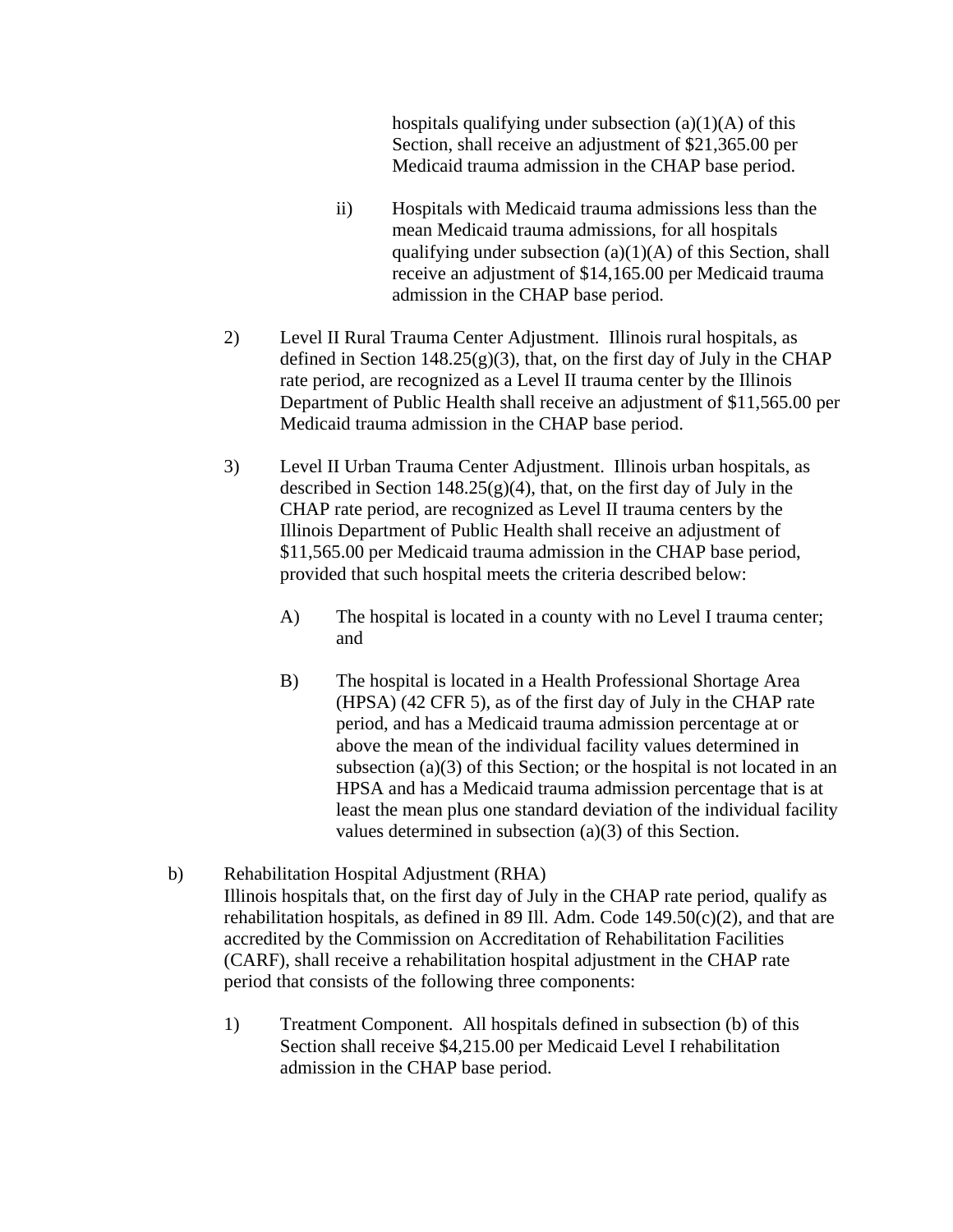hospitals qualifying under subsection (a)(1)(A) of this Section, shall receive an adjustment of $21,365.00 per Medicaid trauma admission in the CHAP base period.

ii) Hospitals with Medicaid trauma admissions less than the mean Medicaid trauma admissions, for all hospitals qualifying under subsection (a)(1)(A) of this Section, shall receive an adjustment of $14,165.00 per Medicaid trauma admission in the CHAP base period.

2) Level II Rural Trauma Center Adjustment. Illinois rural hospitals, as defined in Section 148.25(g)(3), that, on the first day of July in the CHAP rate period, are recognized as a Level II trauma center by the Illinois Department of Public Health shall receive an adjustment of $11,565.00 per Medicaid trauma admission in the CHAP base period.

3) Level II Urban Trauma Center Adjustment. Illinois urban hospitals, as described in Section 148.25(g)(4), that, on the first day of July in the CHAP rate period, are recognized as Level II trauma centers by the Illinois Department of Public Health shall receive an adjustment of $11,565.00 per Medicaid trauma admission in the CHAP base period, provided that such hospital meets the criteria described below:

A) The hospital is located in a county with no Level I trauma center; and

B) The hospital is located in a Health Professional Shortage Area (HPSA) (42 CFR 5), as of the first day of July in the CHAP rate period, and has a Medicaid trauma admission percentage at or above the mean of the individual facility values determined in subsection (a)(3) of this Section; or the hospital is not located in an HPSA and has a Medicaid trauma admission percentage that is at least the mean plus one standard deviation of the individual facility values determined in subsection (a)(3) of this Section.

b) Rehabilitation Hospital Adjustment (RHA)
Illinois hospitals that, on the first day of July in the CHAP rate period, qualify as rehabilitation hospitals, as defined in 89 Ill. Adm. Code 149.50(c)(2), and that are accredited by the Commission on Accreditation of Rehabilitation Facilities (CARF), shall receive a rehabilitation hospital adjustment in the CHAP rate period that consists of the following three components:

1) Treatment Component. All hospitals defined in subsection (b) of this Section shall receive $4,215.00 per Medicaid Level I rehabilitation admission in the CHAP base period.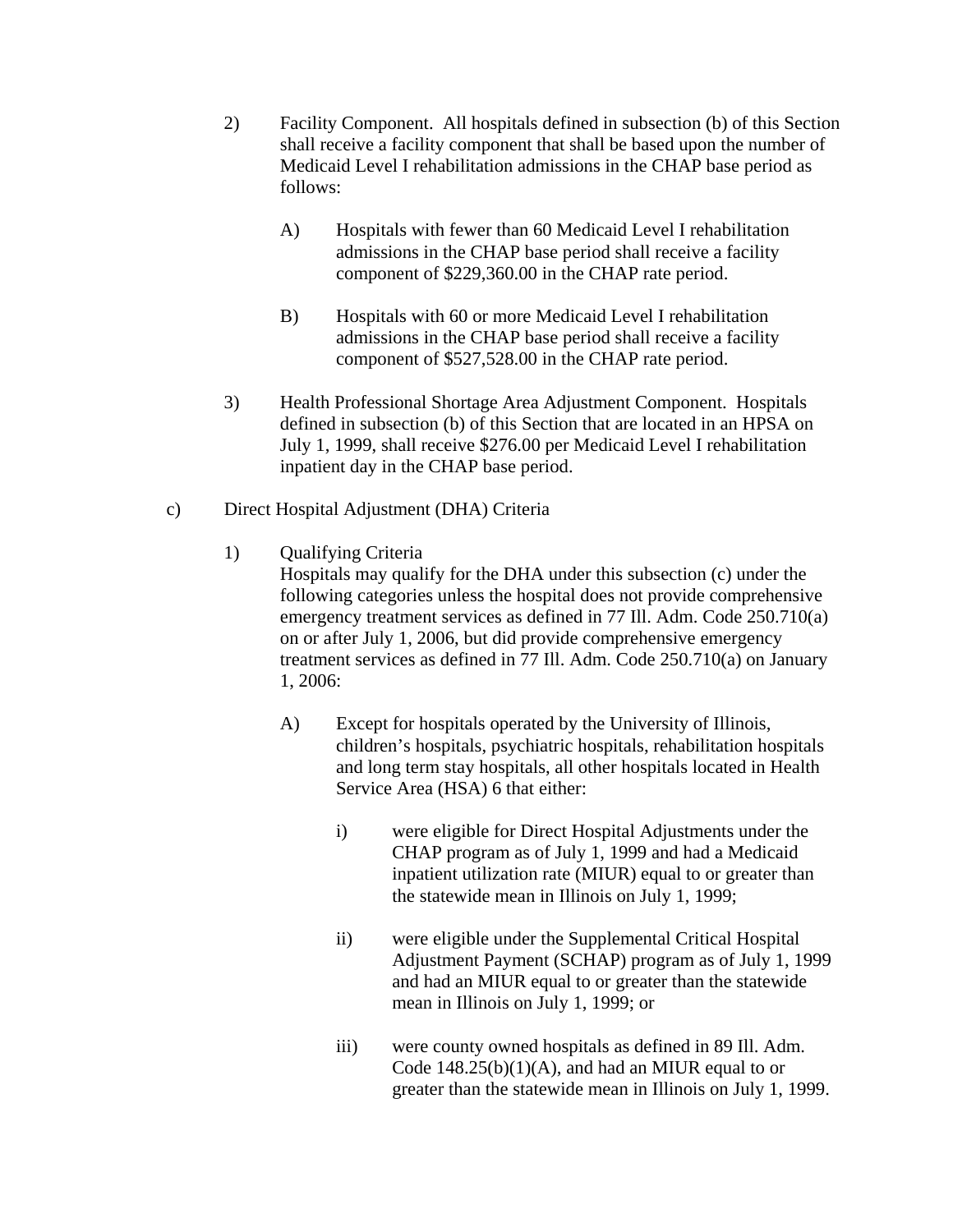2) Facility Component. All hospitals defined in subsection (b) of this Section shall receive a facility component that shall be based upon the number of Medicaid Level I rehabilitation admissions in the CHAP base period as follows:

   A) Hospitals with fewer than 60 Medicaid Level I rehabilitation admissions in the CHAP base period shall receive a facility component of $229,360.00 in the CHAP rate period.

   B) Hospitals with 60 or more Medicaid Level I rehabilitation admissions in the CHAP base period shall receive a facility component of $527,528.00 in the CHAP rate period.

3) Health Professional Shortage Area Adjustment Component. Hospitals defined in subsection (b) of this Section that are located in an HPSA on July 1, 1999, shall receive $276.00 per Medicaid Level I rehabilitation inpatient day in the CHAP base period.

c) Direct Hospital Adjustment (DHA) Criteria

1) Qualifying Criteria
   Hospitals may qualify for the DHA under this subsection (c) under the following categories unless the hospital does not provide comprehensive emergency treatment services as defined in 77 Ill. Adm. Code 250.710(a) on or after July 1, 2006, but did provide comprehensive emergency treatment services as defined in 77 Ill. Adm. Code 250.710(a) on January 1, 2006:

   A) Except for hospitals operated by the University of Illinois, children's hospitals, psychiatric hospitals, rehabilitation hospitals and long term stay hospitals, all other hospitals located in Health Service Area (HSA) 6 that either:

      i) were eligible for Direct Hospital Adjustments under the CHAP program as of July 1, 1999 and had a Medicaid inpatient utilization rate (MIUR) equal to or greater than the statewide mean in Illinois on July 1, 1999;

      ii) were eligible under the Supplemental Critical Hospital Adjustment Payment (SCHAP) program as of July 1, 1999 and had an MIUR equal to or greater than the statewide mean in Illinois on July 1, 1999; or

      iii) were county owned hospitals as defined in 89 Ill. Adm. Code 148.25(b)(1)(A), and had an MIUR equal to or greater than the statewide mean in Illinois on July 1, 1999.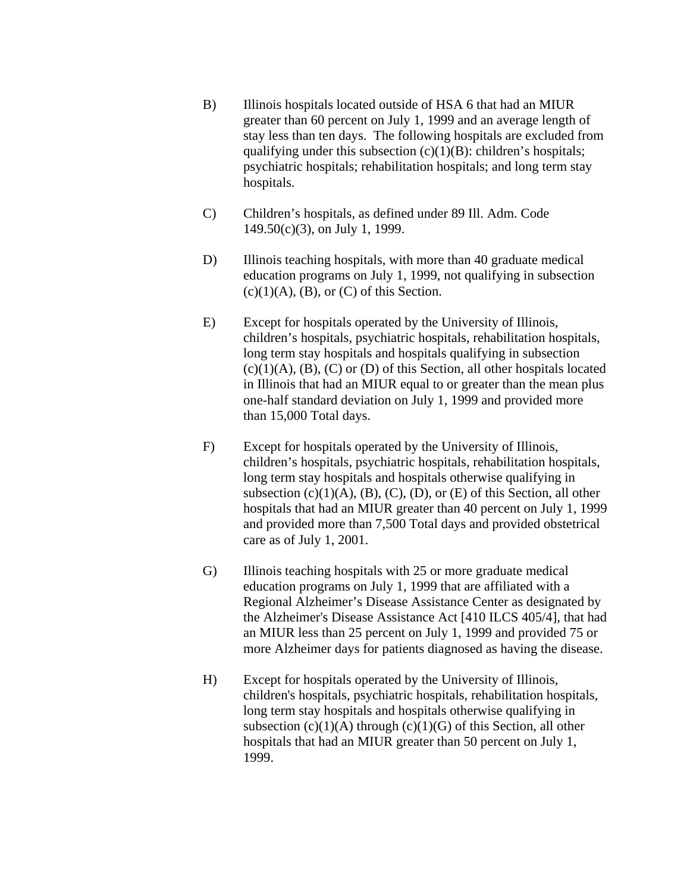B) Illinois hospitals located outside of HSA 6 that had an MIUR greater than 60 percent on July 1, 1999 and an average length of stay less than ten days. The following hospitals are excluded from qualifying under this subsection (c)(1)(B): children's hospitals; psychiatric hospitals; rehabilitation hospitals; and long term stay hospitals.

C) Children's hospitals, as defined under 89 Ill. Adm. Code 149.50(c)(3), on July 1, 1999.

D) Illinois teaching hospitals, with more than 40 graduate medical education programs on July 1, 1999, not qualifying in subsection (c)(1)(A), (B), or (C) of this Section.

E) Except for hospitals operated by the University of Illinois, children's hospitals, psychiatric hospitals, rehabilitation hospitals, long term stay hospitals and hospitals qualifying in subsection (c)(1)(A), (B), (C) or (D) of this Section, all other hospitals located in Illinois that had an MIUR equal to or greater than the mean plus one-half standard deviation on July 1, 1999 and provided more than 15,000 Total days.

F) Except for hospitals operated by the University of Illinois, children's hospitals, psychiatric hospitals, rehabilitation hospitals, long term stay hospitals and hospitals otherwise qualifying in subsection (c)(1)(A), (B), (C), (D), or (E) of this Section, all other hospitals that had an MIUR greater than 40 percent on July 1, 1999 and provided more than 7,500 Total days and provided obstetrical care as of July 1, 2001.

G) Illinois teaching hospitals with 25 or more graduate medical education programs on July 1, 1999 that are affiliated with a Regional Alzheimer's Disease Assistance Center as designated by the Alzheimer's Disease Assistance Act [410 ILCS 405/4], that had an MIUR less than 25 percent on July 1, 1999 and provided 75 or more Alzheimer days for patients diagnosed as having the disease.

H) Except for hospitals operated by the University of Illinois, children's hospitals, psychiatric hospitals, rehabilitation hospitals, long term stay hospitals and hospitals otherwise qualifying in subsection (c)(1)(A) through (c)(1)(G) of this Section, all other hospitals that had an MIUR greater than 50 percent on July 1, 1999.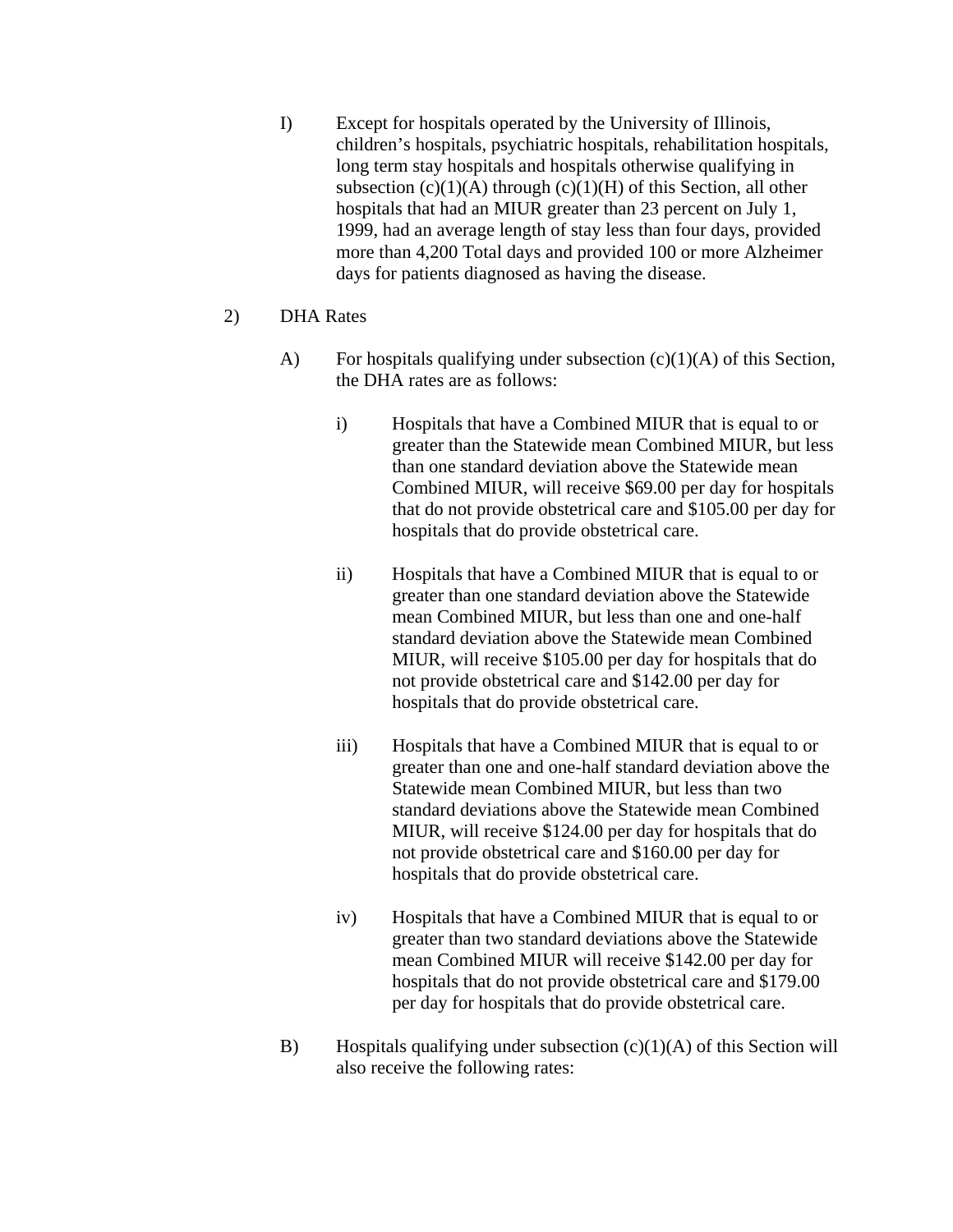I) Except for hospitals operated by the University of Illinois, children's hospitals, psychiatric hospitals, rehabilitation hospitals, long term stay hospitals and hospitals otherwise qualifying in subsection (c)(1)(A) through (c)(1)(H) of this Section, all other hospitals that had an MIUR greater than 23 percent on July 1, 1999, had an average length of stay less than four days, provided more than 4,200 Total days and provided 100 or more Alzheimer days for patients diagnosed as having the disease.

2) DHA Rates

A) For hospitals qualifying under subsection (c)(1)(A) of this Section, the DHA rates are as follows:

i) Hospitals that have a Combined MIUR that is equal to or greater than the Statewide mean Combined MIUR, but less than one standard deviation above the Statewide mean Combined MIUR, will receive $69.00 per day for hospitals that do not provide obstetrical care and $105.00 per day for hospitals that do provide obstetrical care.

ii) Hospitals that have a Combined MIUR that is equal to or greater than one standard deviation above the Statewide mean Combined MIUR, but less than one and one-half standard deviation above the Statewide mean Combined MIUR, will receive $105.00 per day for hospitals that do not provide obstetrical care and $142.00 per day for hospitals that do provide obstetrical care.

iii) Hospitals that have a Combined MIUR that is equal to or greater than one and one-half standard deviation above the Statewide mean Combined MIUR, but less than two standard deviations above the Statewide mean Combined MIUR, will receive $124.00 per day for hospitals that do not provide obstetrical care and $160.00 per day for hospitals that do provide obstetrical care.

iv) Hospitals that have a Combined MIUR that is equal to or greater than two standard deviations above the Statewide mean Combined MIUR will receive $142.00 per day for hospitals that do not provide obstetrical care and $179.00 per day for hospitals that do provide obstetrical care.

B) Hospitals qualifying under subsection (c)(1)(A) of this Section will also receive the following rates: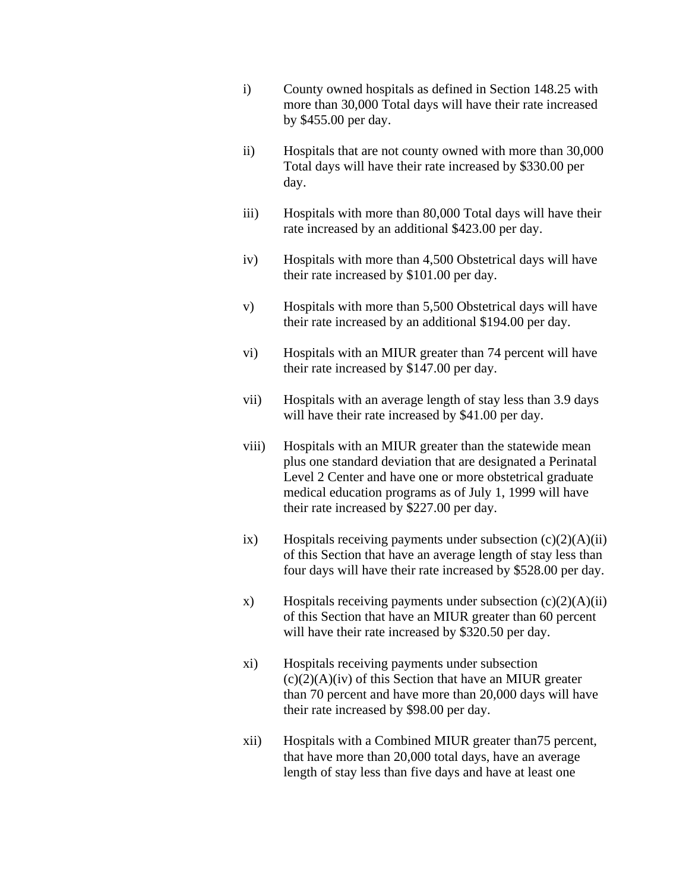i) County owned hospitals as defined in Section 148.25 with more than 30,000 Total days will have their rate increased by $455.00 per day.

ii) Hospitals that are not county owned with more than 30,000 Total days will have their rate increased by $330.00 per day.

iii) Hospitals with more than 80,000 Total days will have their rate increased by an additional $423.00 per day.

iv) Hospitals with more than 4,500 Obstetrical days will have their rate increased by $101.00 per day.

v) Hospitals with more than 5,500 Obstetrical days will have their rate increased by an additional $194.00 per day.

vi) Hospitals with an MIUR greater than 74 percent will have their rate increased by $147.00 per day.

vii) Hospitals with an average length of stay less than 3.9 days will have their rate increased by $41.00 per day.

viii) Hospitals with an MIUR greater than the statewide mean plus one standard deviation that are designated a Perinatal Level 2 Center and have one or more obstetrical graduate medical education programs as of July 1, 1999 will have their rate increased by $227.00 per day.

ix) Hospitals receiving payments under subsection (c)(2)(A)(ii) of this Section that have an average length of stay less than four days will have their rate increased by $528.00 per day.

x) Hospitals receiving payments under subsection (c)(2)(A)(ii) of this Section that have an MIUR greater than 60 percent will have their rate increased by $320.50 per day.

xi) Hospitals receiving payments under subsection (c)(2)(A)(iv) of this Section that have an MIUR greater than 70 percent and have more than 20,000 days will have their rate increased by $98.00 per day.

xii) Hospitals with a Combined MIUR greater than75 percent, that have more than 20,000 total days, have an average length of stay less than five days and have at least one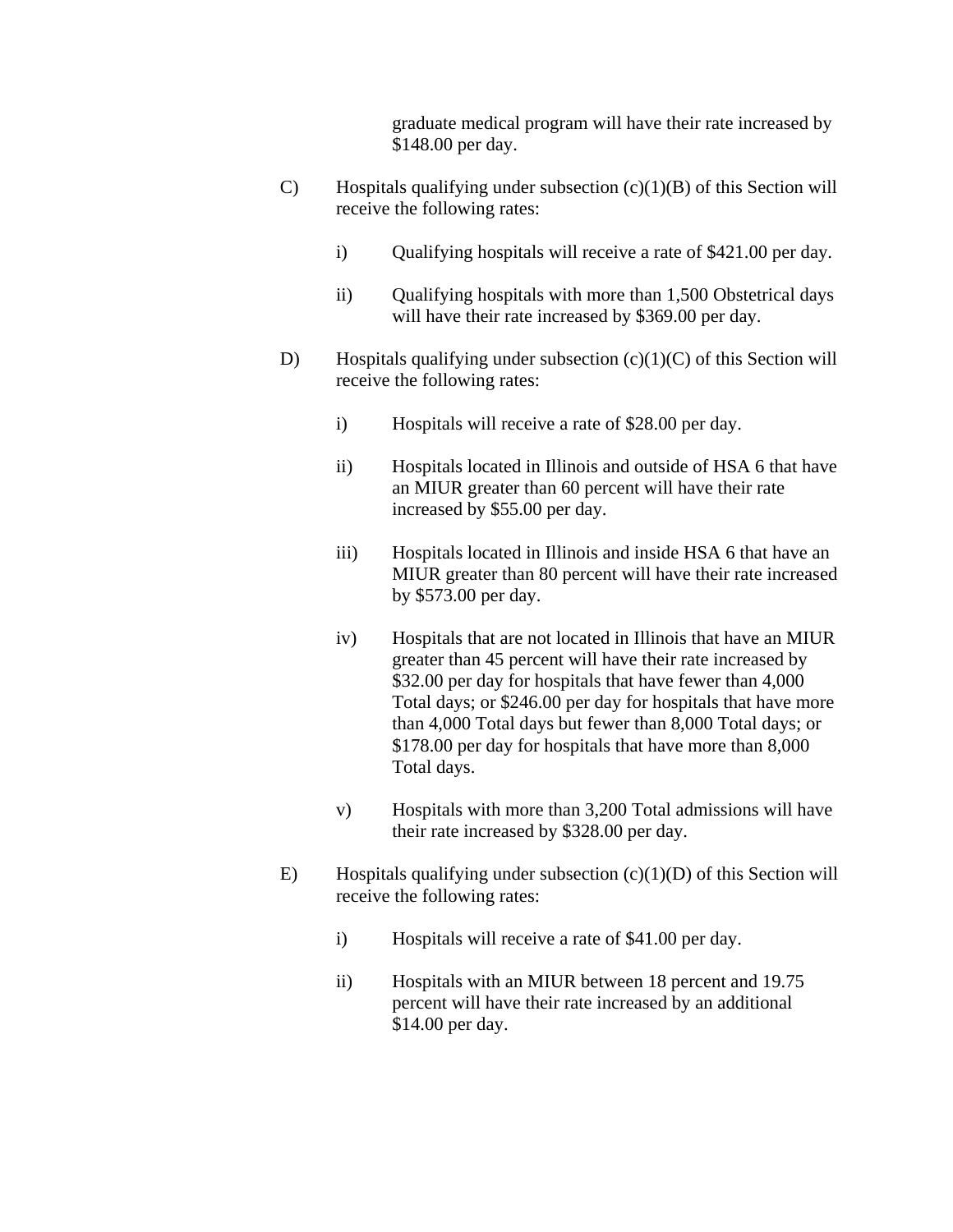graduate medical program will have their rate increased by $148.00 per day.

C) Hospitals qualifying under subsection (c)(1)(B) of this Section will receive the following rates:

  i) Qualifying hospitals will receive a rate of $421.00 per day.

  ii) Qualifying hospitals with more than 1,500 Obstetrical days will have their rate increased by $369.00 per day.

D) Hospitals qualifying under subsection (c)(1)(C) of this Section will receive the following rates:

  i) Hospitals will receive a rate of $28.00 per day.

  ii) Hospitals located in Illinois and outside of HSA 6 that have an MIUR greater than 60 percent will have their rate increased by $55.00 per day.

  iii) Hospitals located in Illinois and inside HSA 6 that have an MIUR greater than 80 percent will have their rate increased by $573.00 per day.

  iv) Hospitals that are not located in Illinois that have an MIUR greater than 45 percent will have their rate increased by $32.00 per day for hospitals that have fewer than 4,000 Total days; or $246.00 per day for hospitals that have more than 4,000 Total days but fewer than 8,000 Total days; or $178.00 per day for hospitals that have more than 8,000 Total days.

  v) Hospitals with more than 3,200 Total admissions will have their rate increased by $328.00 per day.

E) Hospitals qualifying under subsection (c)(1)(D) of this Section will receive the following rates:

  i) Hospitals will receive a rate of $41.00 per day.

  ii) Hospitals with an MIUR between 18 percent and 19.75 percent will have their rate increased by an additional $14.00 per day.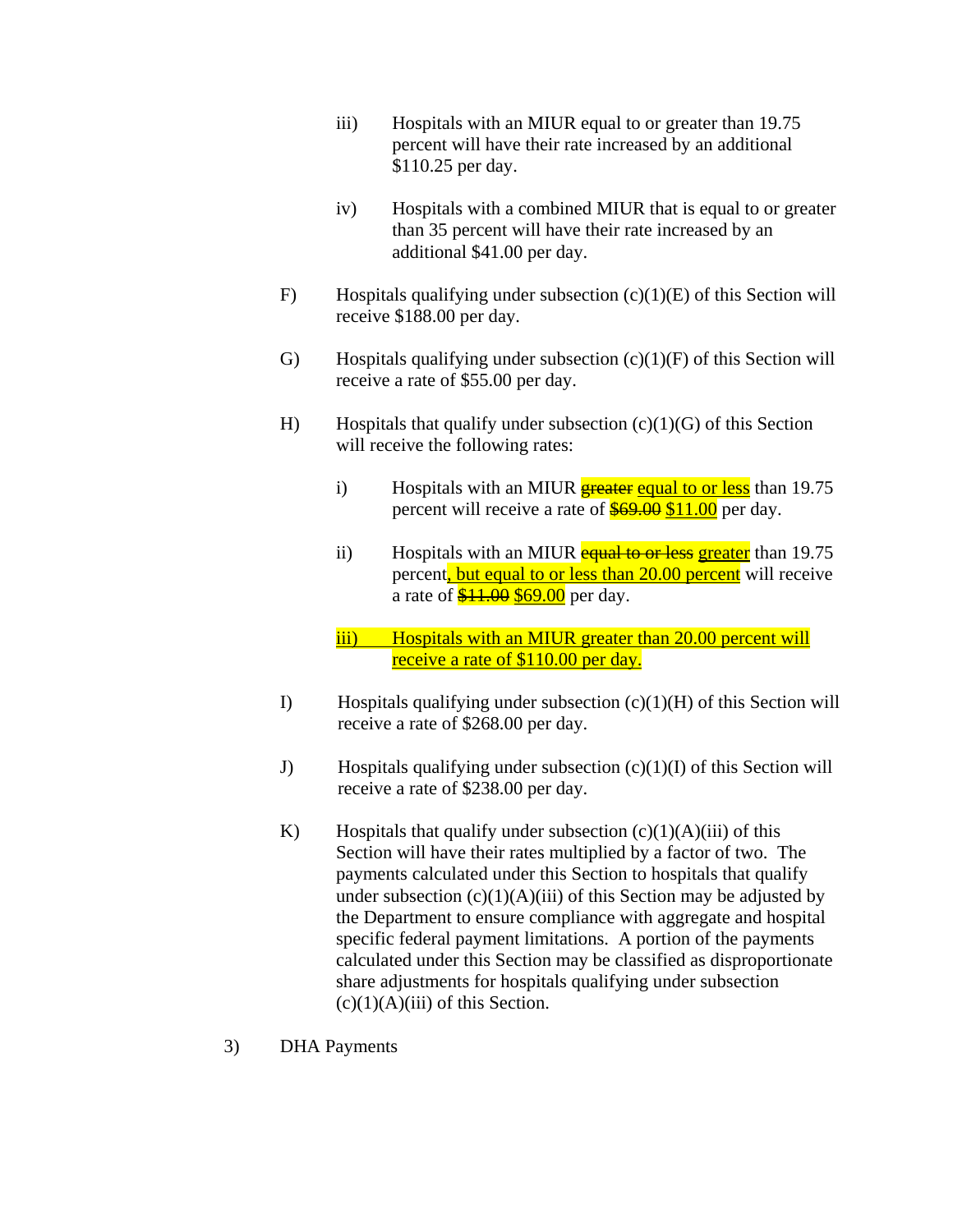iii) Hospitals with an MIUR equal to or greater than 19.75 percent will have their rate increased by an additional $110.25 per day.

iv) Hospitals with a combined MIUR that is equal to or greater than 35 percent will have their rate increased by an additional $41.00 per day.

F) Hospitals qualifying under subsection (c)(1)(E) of this Section will receive $188.00 per day.

G) Hospitals qualifying under subsection (c)(1)(F) of this Section will receive a rate of $55.00 per day.

H) Hospitals that qualify under subsection (c)(1)(G) of this Section will receive the following rates:

i) Hospitals with an MIUR ~~greater~~ equal to or less than 19.75 percent will receive a rate of ~~$69.00~~ $11.00 per day.

ii) Hospitals with an MIUR ~~equal to or less~~ greater than 19.75 percent, but equal to or less than 20.00 percent will receive a rate of ~~$11.00~~ $69.00 per day.

iii) Hospitals with an MIUR greater than 20.00 percent will receive a rate of $110.00 per day.

I) Hospitals qualifying under subsection (c)(1)(H) of this Section will receive a rate of $268.00 per day.

J) Hospitals qualifying under subsection (c)(1)(I) of this Section will receive a rate of $238.00 per day.

K) Hospitals that qualify under subsection (c)(1)(A)(iii) of this Section will have their rates multiplied by a factor of two. The payments calculated under this Section to hospitals that qualify under subsection (c)(1)(A)(iii) of this Section may be adjusted by the Department to ensure compliance with aggregate and hospital specific federal payment limitations. A portion of the payments calculated under this Section may be classified as disproportionate share adjustments for hospitals qualifying under subsection (c)(1)(A)(iii) of this Section.

3) DHA Payments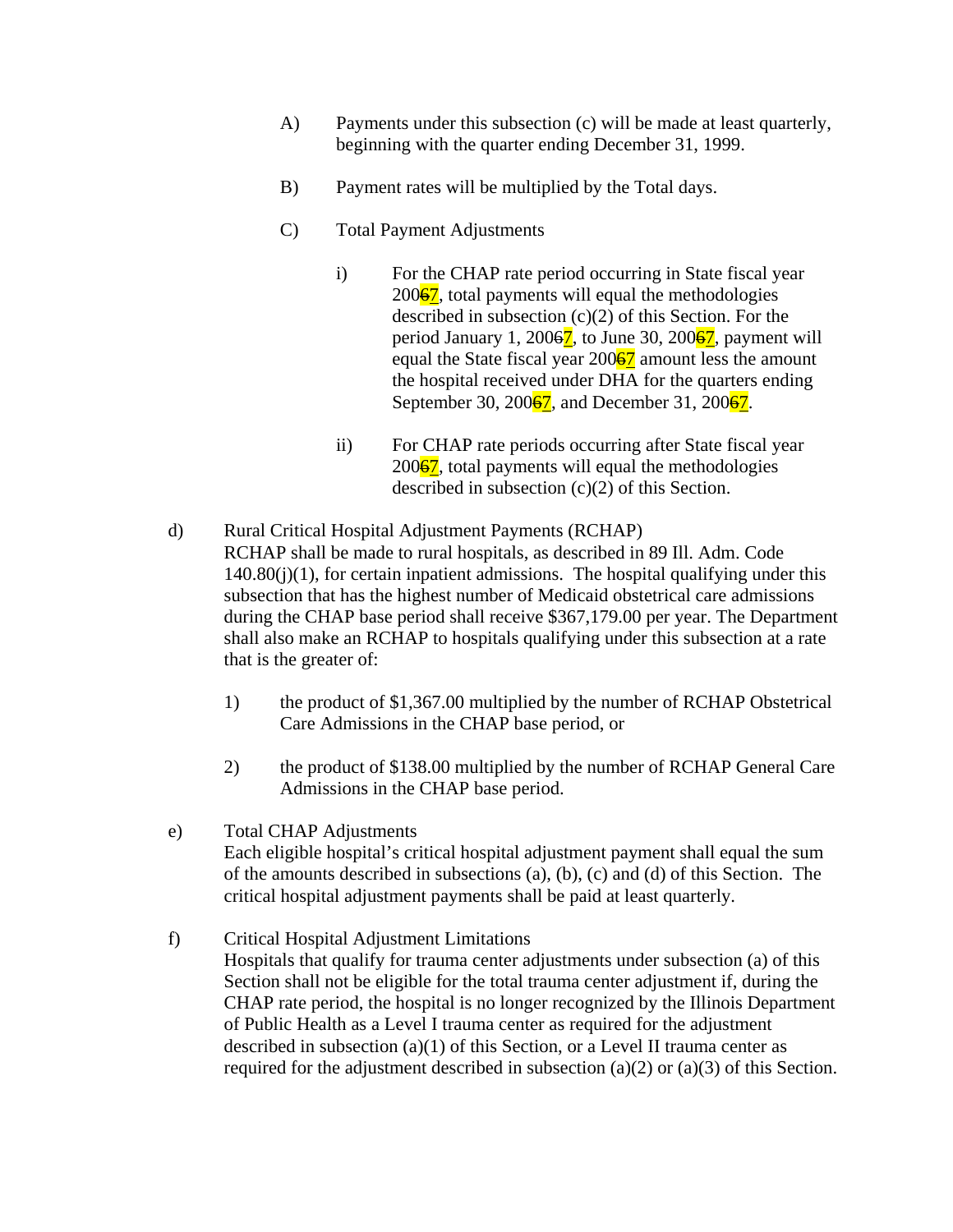A) Payments under this subsection (c) will be made at least quarterly, beginning with the quarter ending December 31, 1999.

B) Payment rates will be multiplied by the Total days.

C) Total Payment Adjustments

i) For the CHAP rate period occurring in State fiscal year 200~~6~~7, total payments will equal the methodologies described in subsection (c)(2) of this Section. For the period January 1, 200~~6~~7, to June 30, 200~~6~~7, payment will equal the State fiscal year 200~~6~~7 amount less the amount the hospital received under DHA for the quarters ending September 30, 200~~6~~7, and December 31, 200~~6~~7.

ii) For CHAP rate periods occurring after State fiscal year 200~~6~~7, total payments will equal the methodologies described in subsection (c)(2) of this Section.

d) Rural Critical Hospital Adjustment Payments (RCHAP)
RCHAP shall be made to rural hospitals, as described in 89 Ill. Adm. Code 140.80(j)(1), for certain inpatient admissions. The hospital qualifying under this subsection that has the highest number of Medicaid obstetrical care admissions during the CHAP base period shall receive $367,179.00 per year. The Department shall also make an RCHAP to hospitals qualifying under this subsection at a rate that is the greater of:

1) the product of $1,367.00 multiplied by the number of RCHAP Obstetrical Care Admissions in the CHAP base period, or

2) the product of $138.00 multiplied by the number of RCHAP General Care Admissions in the CHAP base period.

e) Total CHAP Adjustments
Each eligible hospital's critical hospital adjustment payment shall equal the sum of the amounts described in subsections (a), (b), (c) and (d) of this Section. The critical hospital adjustment payments shall be paid at least quarterly.

f) Critical Hospital Adjustment Limitations
Hospitals that qualify for trauma center adjustments under subsection (a) of this Section shall not be eligible for the total trauma center adjustment if, during the CHAP rate period, the hospital is no longer recognized by the Illinois Department of Public Health as a Level I trauma center as required for the adjustment described in subsection (a)(1) of this Section, or a Level II trauma center as required for the adjustment described in subsection (a)(2) or (a)(3) of this Section.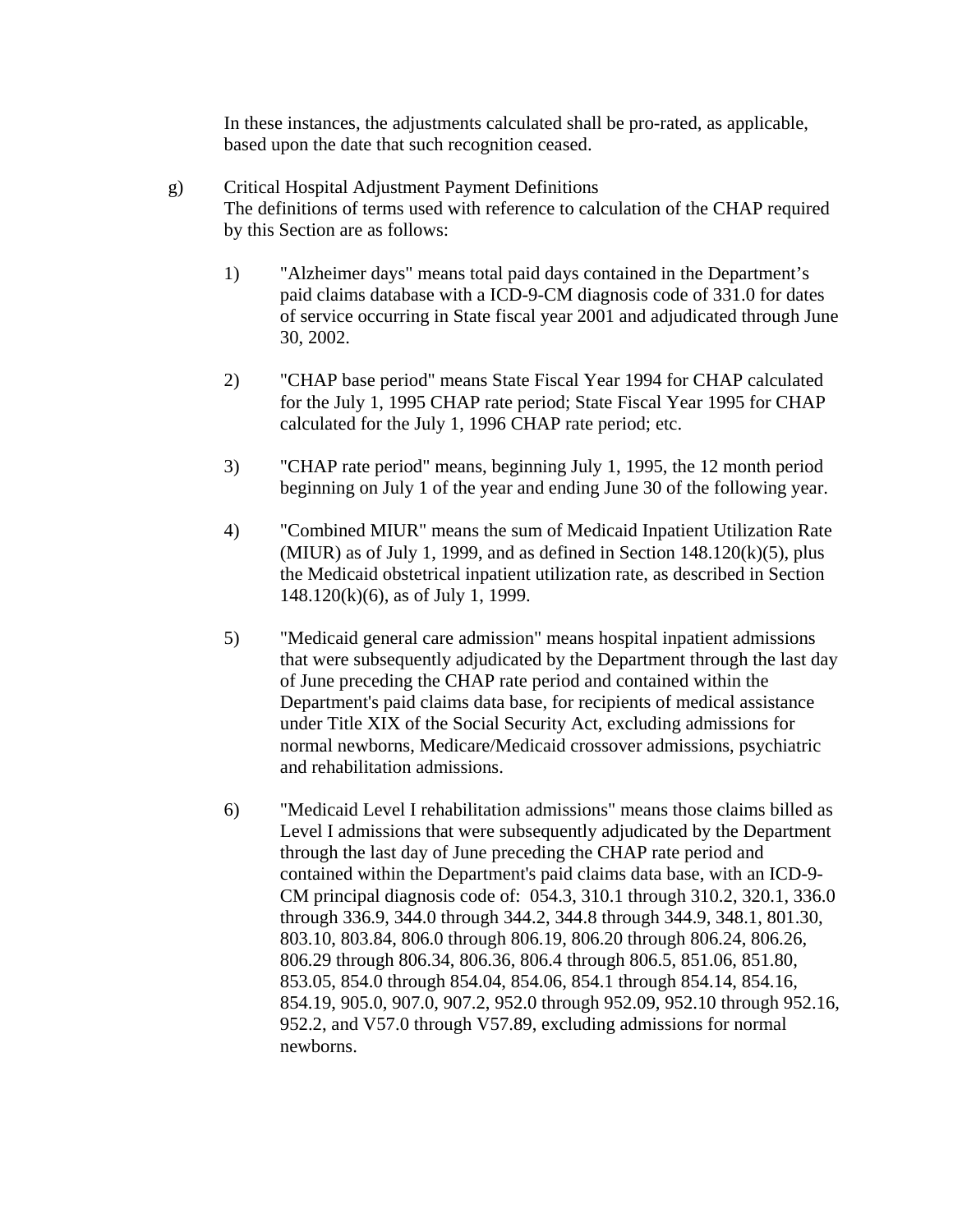In these instances, the adjustments calculated shall be pro-rated, as applicable, based upon the date that such recognition ceased.

g) Critical Hospital Adjustment Payment Definitions
The definitions of terms used with reference to calculation of the CHAP required by this Section are as follows:

1) "Alzheimer days" means total paid days contained in the Department's paid claims database with a ICD-9-CM diagnosis code of 331.0 for dates of service occurring in State fiscal year 2001 and adjudicated through June 30, 2002.

2) "CHAP base period" means State Fiscal Year 1994 for CHAP calculated for the July 1, 1995 CHAP rate period; State Fiscal Year 1995 for CHAP calculated for the July 1, 1996 CHAP rate period; etc.

3) "CHAP rate period" means, beginning July 1, 1995, the 12 month period beginning on July 1 of the year and ending June 30 of the following year.

4) "Combined MIUR" means the sum of Medicaid Inpatient Utilization Rate (MIUR) as of July 1, 1999, and as defined in Section 148.120(k)(5), plus the Medicaid obstetrical inpatient utilization rate, as described in Section 148.120(k)(6), as of July 1, 1999.

5) "Medicaid general care admission" means hospital inpatient admissions that were subsequently adjudicated by the Department through the last day of June preceding the CHAP rate period and contained within the Department's paid claims data base, for recipients of medical assistance under Title XIX of the Social Security Act, excluding admissions for normal newborns, Medicare/Medicaid crossover admissions, psychiatric and rehabilitation admissions.

6) "Medicaid Level I rehabilitation admissions" means those claims billed as Level I admissions that were subsequently adjudicated by the Department through the last day of June preceding the CHAP rate period and contained within the Department's paid claims data base, with an ICD-9-CM principal diagnosis code of: 054.3, 310.1 through 310.2, 320.1, 336.0 through 336.9, 344.0 through 344.2, 344.8 through 344.9, 348.1, 801.30, 803.10, 803.84, 806.0 through 806.19, 806.20 through 806.24, 806.26, 806.29 through 806.34, 806.36, 806.4 through 806.5, 851.06, 851.80, 853.05, 854.0 through 854.04, 854.06, 854.1 through 854.14, 854.16, 854.19, 905.0, 907.0, 907.2, 952.0 through 952.09, 952.10 through 952.16, 952.2, and V57.0 through V57.89, excluding admissions for normal newborns.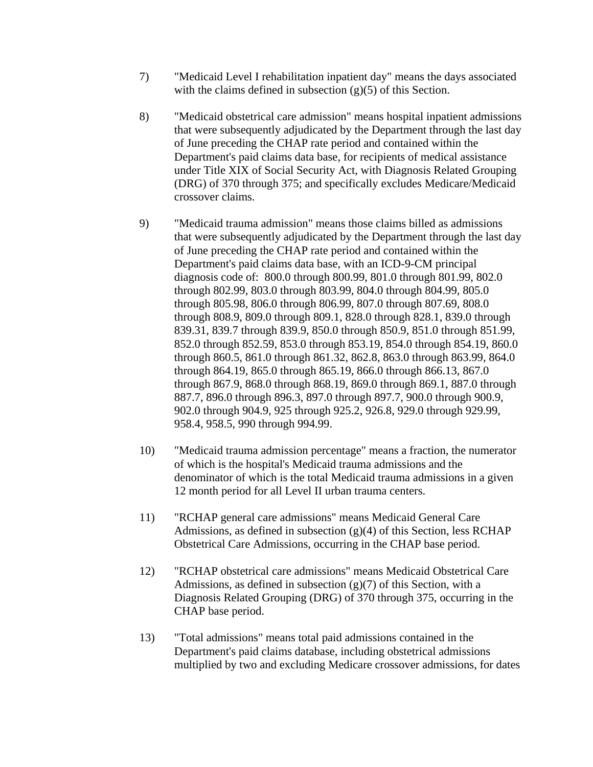7) "Medicaid Level I rehabilitation inpatient day" means the days associated with the claims defined in subsection (g)(5) of this Section.

8) "Medicaid obstetrical care admission" means hospital inpatient admissions that were subsequently adjudicated by the Department through the last day of June preceding the CHAP rate period and contained within the Department's paid claims data base, for recipients of medical assistance under Title XIX of Social Security Act, with Diagnosis Related Grouping (DRG) of 370 through 375; and specifically excludes Medicare/Medicaid crossover claims.

9) "Medicaid trauma admission" means those claims billed as admissions that were subsequently adjudicated by the Department through the last day of June preceding the CHAP rate period and contained within the Department's paid claims data base, with an ICD-9-CM principal diagnosis code of: 800.0 through 800.99, 801.0 through 801.99, 802.0 through 802.99, 803.0 through 803.99, 804.0 through 804.99, 805.0 through 805.98, 806.0 through 806.99, 807.0 through 807.69, 808.0 through 808.9, 809.0 through 809.1, 828.0 through 828.1, 839.0 through 839.31, 839.7 through 839.9, 850.0 through 850.9, 851.0 through 851.99, 852.0 through 852.59, 853.0 through 853.19, 854.0 through 854.19, 860.0 through 860.5, 861.0 through 861.32, 862.8, 863.0 through 863.99, 864.0 through 864.19, 865.0 through 865.19, 866.0 through 866.13, 867.0 through 867.9, 868.0 through 868.19, 869.0 through 869.1, 887.0 through 887.7, 896.0 through 896.3, 897.0 through 897.7, 900.0 through 900.9, 902.0 through 904.9, 925 through 925.2, 926.8, 929.0 through 929.99, 958.4, 958.5, 990 through 994.99.

10) "Medicaid trauma admission percentage" means a fraction, the numerator of which is the hospital's Medicaid trauma admissions and the denominator of which is the total Medicaid trauma admissions in a given 12 month period for all Level II urban trauma centers.

11) "RCHAP general care admissions" means Medicaid General Care Admissions, as defined in subsection (g)(4) of this Section, less RCHAP Obstetrical Care Admissions, occurring in the CHAP base period.

12) "RCHAP obstetrical care admissions" means Medicaid Obstetrical Care Admissions, as defined in subsection (g)(7) of this Section, with a Diagnosis Related Grouping (DRG) of 370 through 375, occurring in the CHAP base period.

13) "Total admissions" means total paid admissions contained in the Department's paid claims database, including obstetrical admissions multiplied by two and excluding Medicare crossover admissions, for dates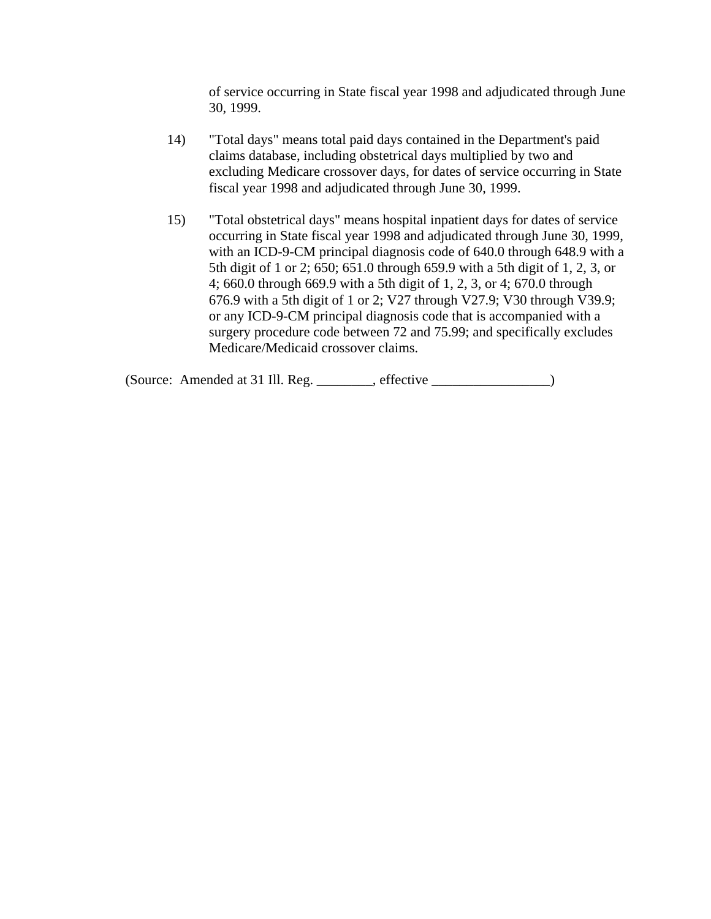of service occurring in State fiscal year 1998 and adjudicated through June 30, 1999.

14) "Total days" means total paid days contained in the Department's paid claims database, including obstetrical days multiplied by two and excluding Medicare crossover days, for dates of service occurring in State fiscal year 1998 and adjudicated through June 30, 1999.

15) "Total obstetrical days" means hospital inpatient days for dates of service occurring in State fiscal year 1998 and adjudicated through June 30, 1999, with an ICD-9-CM principal diagnosis code of 640.0 through 648.9 with a 5th digit of 1 or 2; 650; 651.0 through 659.9 with a 5th digit of 1, 2, 3, or 4; 660.0 through 669.9 with a 5th digit of 1, 2, 3, or 4; 670.0 through 676.9 with a 5th digit of 1 or 2; V27 through V27.9; V30 through V39.9; or any ICD-9-CM principal diagnosis code that is accompanied with a surgery procedure code between 72 and 75.99; and specifically excludes Medicare/Medicaid crossover claims.

(Source: Amended at 31 Ill. Reg. ________, effective _________________)